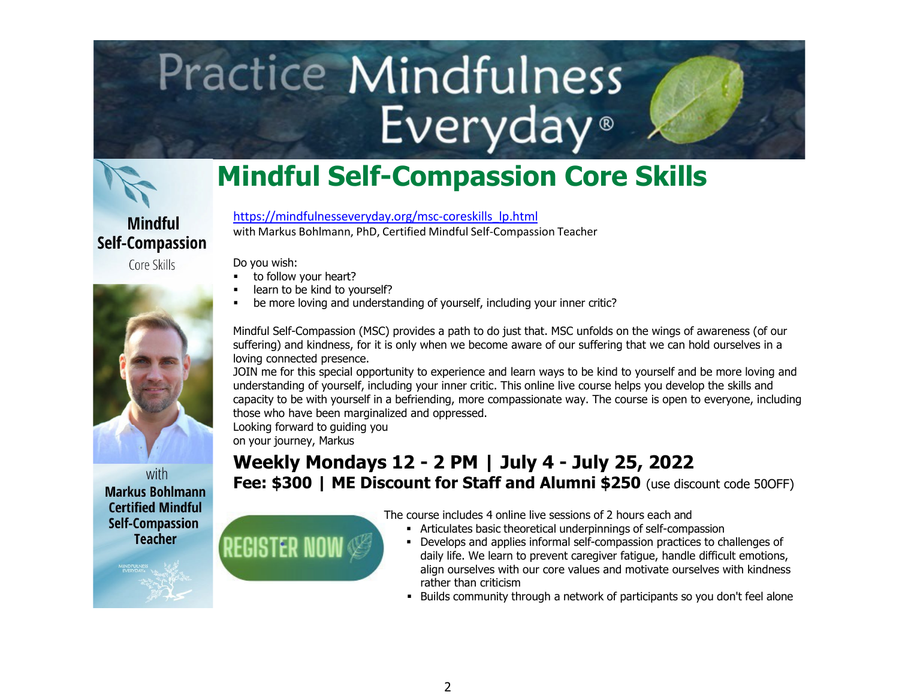# Practice Mindfulness Everyday®

## Mindful Self-Compassion Core Skills

**Mindful Self-Compassion**
Core Skills

with
**Markus Bohlmann**
**Certified Mindful Self-Compassion Teacher**

https://mindfulnesseveryday.org/msc-coreskills_lp.html
with Markus Bohlmann, PhD, Certified Mindful Self-Compassion Teacher

Do you wish:

- to follow your heart?
- learn to be kind to yourself?
- be more loving and understanding of yourself, including your inner critic?

Mindful Self-Compassion (MSC) provides a path to do just that. MSC unfolds on the wings of awareness (of our suffering) and kindness, for it is only when we become aware of our suffering that we can hold ourselves in a loving connected presence.
JOIN me for this special opportunity to experience and learn ways to be kind to yourself and be more loving and understanding of yourself, including your inner critic. This online live course helps you develop the skills and capacity to be with yourself in a befriending, more compassionate way. The course is open to everyone, including those who have been marginalized and oppressed.
Looking forward to guiding you
on your journey, Markus

### Weekly Mondays 12 - 2 PM | July 4 - July 25, 2022

**Fee: $300 | ME Discount for Staff and Alumni $250** (use discount code 50OFF)

REGISTER NOW

The course includes 4 online live sessions of 2 hours each and

- Articulates basic theoretical underpinnings of self-compassion
- Develops and applies informal self-compassion practices to challenges of daily life. We learn to prevent caregiver fatigue, handle difficult emotions, align ourselves with our core values and motivate ourselves with kindness rather than criticism
- Builds community through a network of participants so you don't feel alone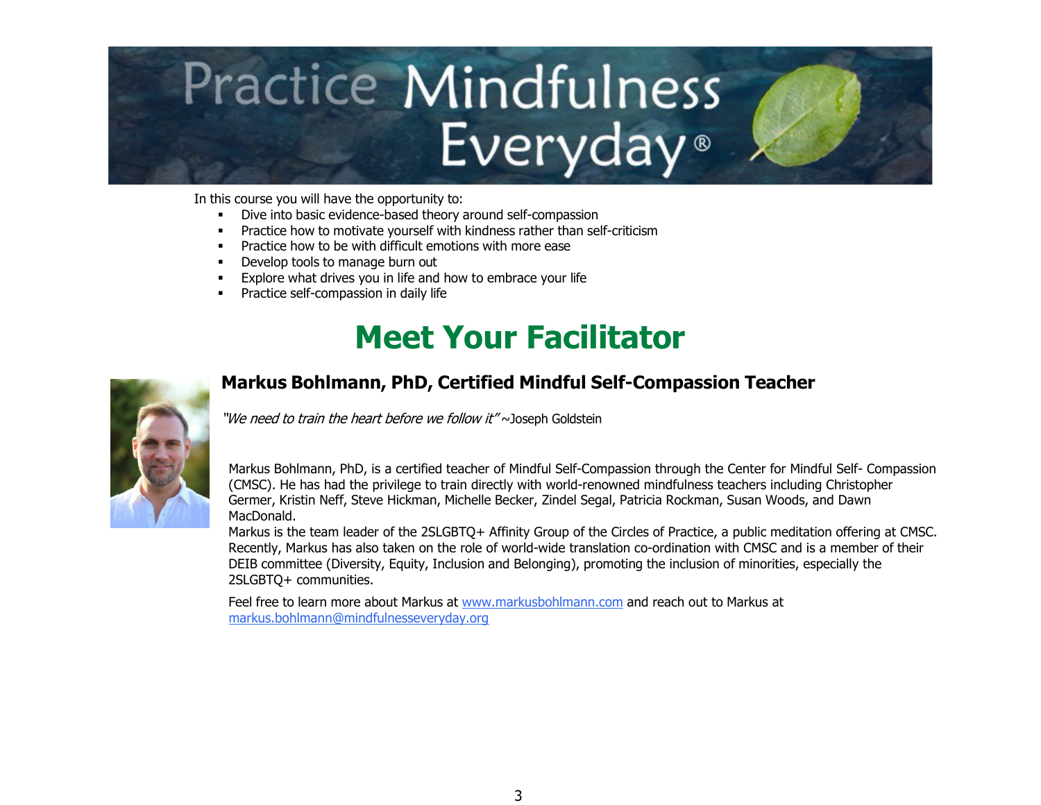# Practice Mindfulness Everyday®

In this course you will have the opportunity to:

- Dive into basic evidence-based theory around self-compassion
- Practice how to motivate yourself with kindness rather than self-criticism
- Practice how to be with difficult emotions with more ease
- Develop tools to manage burn out
- Explore what drives you in life and how to embrace your life
- Practice self-compassion in daily life

## Meet Your Facilitator

### Markus Bohlmann, PhD, Certified Mindful Self-Compassion Teacher

*"We need to train the heart before we follow it"* ~Joseph Goldstein

Markus Bohlmann, PhD, is a certified teacher of Mindful Self-Compassion through the Center for Mindful Self- Compassion (CMSC). He has had the privilege to train directly with world-renowned mindfulness teachers including Christopher Germer, Kristin Neff, Steve Hickman, Michelle Becker, Zindel Segal, Patricia Rockman, Susan Woods, and Dawn MacDonald.

Markus is the team leader of the 2SLGBTQ+ Affinity Group of the Circles of Practice, a public meditation offering at CMSC. Recently, Markus has also taken on the role of world-wide translation co-ordination with CMSC and is a member of their DEIB committee (Diversity, Equity, Inclusion and Belonging), promoting the inclusion of minorities, especially the 2SLGBTQ+ communities.

Feel free to learn more about Markus at www.markusbohlmann.com and reach out to Markus at markus.bohlmann@mindfulnesseveryday.org